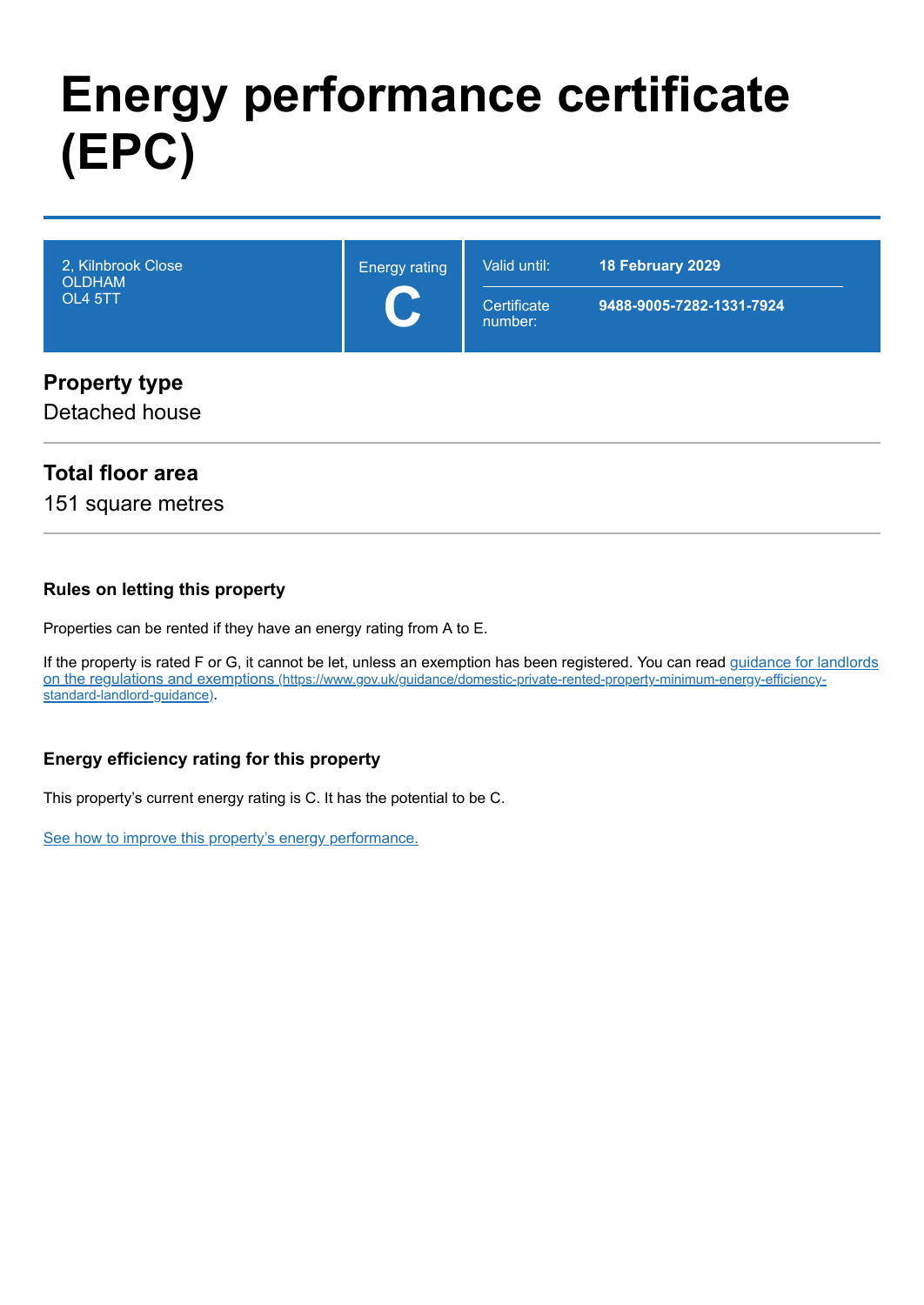# Energy performance certificate (EPC)

| | | | |
|---|---|---|---|
| 2, Kilnbrook Close<br>OLDHAM<br>OL4 5TT | Energy rating<br>**C** | Valid until: | **18 February 2029** |
| | | Certificate number: | **9488-9005-7282-1331-7924** |

## Property type

Detached house

## Total floor area

151 square metres

### Rules on letting this property

Properties can be rented if they have an energy rating from A to E.

If the property is rated F or G, it cannot be let, unless an exemption has been registered. You can read [guidance for landlords on the regulations and exemptions (https://www.gov.uk/guidance/domestic-private-rented-property-minimum-energy-efficiency-standard-landlord-guidance)](https://www.gov.uk/guidance/domestic-private-rented-property-minimum-energy-efficiency-standard-landlord-guidance).

### Energy efficiency rating for this property

This property's current energy rating is C. It has the potential to be C.

See how to improve this property's energy performance.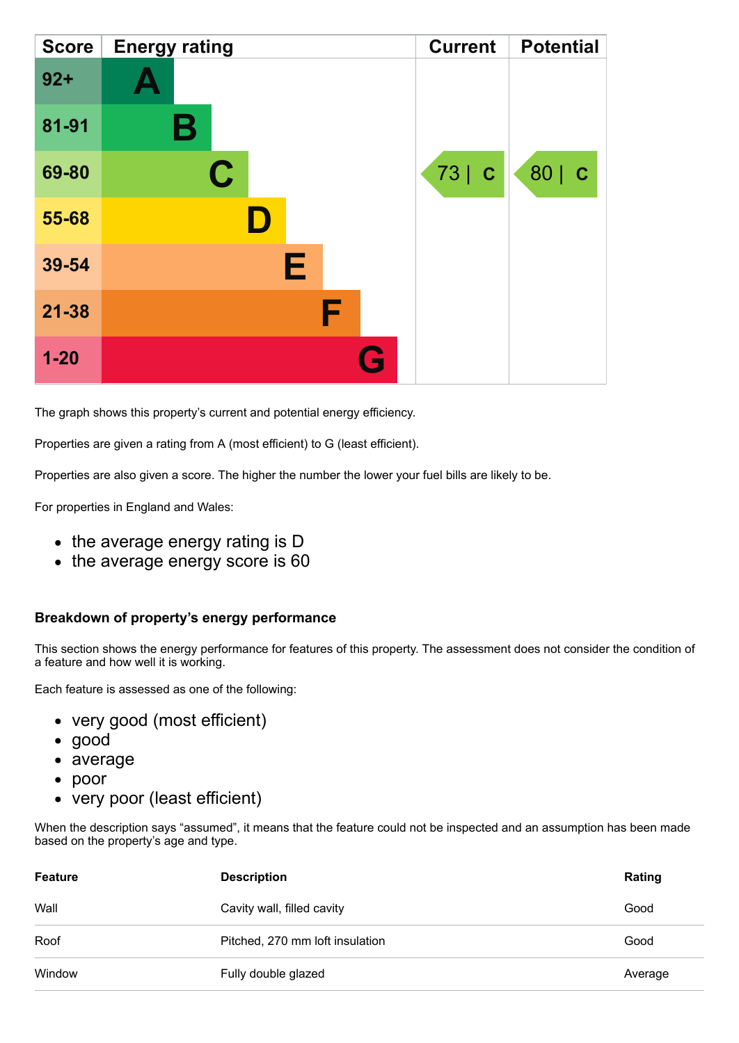Score | Energy rating | Current | Potential

92+ A

81-91 B

69-80 C

55-68 D

39-54 E

21-38 F

1-20 G

73 | C

80 | C

The graph shows this property's current and potential energy efficiency.

Properties are given a rating from A (most efficient) to G (least efficient).

Properties are also given a score. The higher the number the lower your fuel bills are likely to be.

For properties in England and Wales:

- the average energy rating is D
- the average energy score is 60

### Breakdown of property's energy performance

This section shows the energy performance for features of this property. The assessment does not consider the condition of a feature and how well it is working.

Each feature is assessed as one of the following:

- very good (most efficient)
- good
- average
- poor
- very poor (least efficient)

When the description says "assumed", it means that the feature could not be inspected and an assumption has been made based on the property's age and type.

| Feature | Description | Rating |
|---|---|---|
| Wall | Cavity wall, filled cavity | Good |
| Roof | Pitched, 270 mm loft insulation | Good |
| Window | Fully double glazed | Average |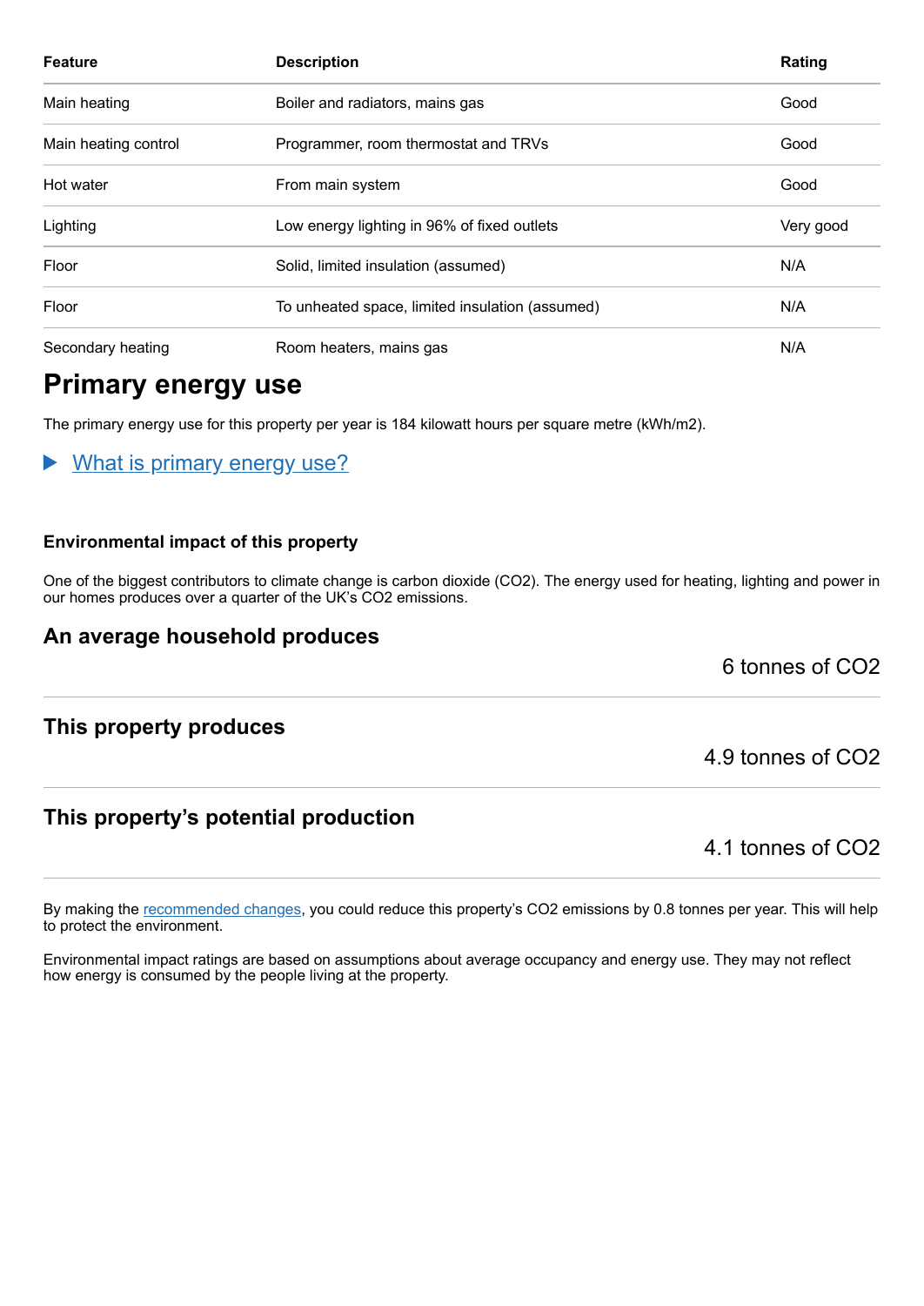| Feature | Description | Rating |
|---|---|---|
| Main heating | Boiler and radiators, mains gas | Good |
| Main heating control | Programmer, room thermostat and TRVs | Good |
| Hot water | From main system | Good |
| Lighting | Low energy lighting in 96% of fixed outlets | Very good |
| Floor | Solid, limited insulation (assumed) | N/A |
| Floor | To unheated space, limited insulation (assumed) | N/A |
| Secondary heating | Room heaters, mains gas | N/A |

# Primary energy use

The primary energy use for this property per year is 184 kilowatt hours per square metre (kWh/m2).

▶ What is primary energy use?

### Environmental impact of this property

One of the biggest contributors to climate change is carbon dioxide ($CO_2$). The energy used for heating, lighting and power in our homes produces over a quarter of the UK's $CO_2$ emissions.

## An average household produces

6 tonnes of $CO_2$

## This property produces

4.9 tonnes of $CO_2$

## This property's potential production

4.1 tonnes of $CO_2$

By making the recommended changes, you could reduce this property's $CO_2$ emissions by 0.8 tonnes per year. This will help to protect the environment.

Environmental impact ratings are based on assumptions about average occupancy and energy use. They may not reflect how energy is consumed by the people living at the property.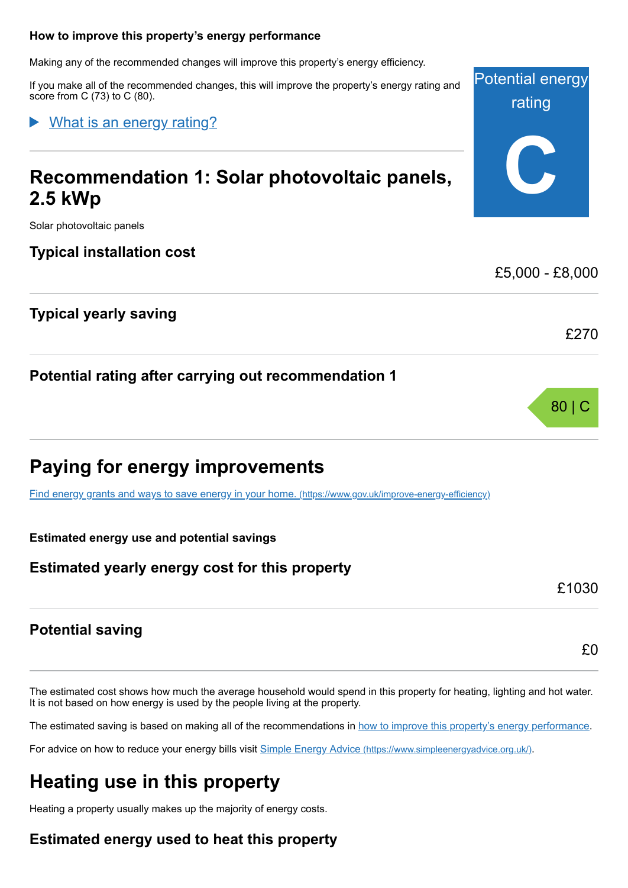**How to improve this property's energy performance**

Making any of the recommended changes will improve this property's energy efficiency.

If you make all of the recommended changes, this will improve the property's energy rating and score from C (73) to C (80).

Potential energy rating

C

▶ [What is an energy rating?]

## Recommendation 1: Solar photovoltaic panels, 2.5 kWp

Solar photovoltaic panels

### Typical installation cost

£5,000 - £8,000

### Typical yearly saving

£270

### Potential rating after carrying out recommendation 1

80 | C

## Paying for energy improvements

[Find energy grants and ways to save energy in your home. (https://www.gov.uk/improve-energy-efficiency)]

**Estimated energy use and potential savings**

### Estimated yearly energy cost for this property

£1030

### Potential saving

£0

The estimated cost shows how much the average household would spend in this property for heating, lighting and hot water. It is not based on how energy is used by the people living at the property.

The estimated saving is based on making all of the recommendations in [how to improve this property's energy performance].

For advice on how to reduce your energy bills visit [Simple Energy Advice (https://www.simpleenergyadvice.org.uk/)].

## Heating use in this property

Heating a property usually makes up the majority of energy costs.

### Estimated energy used to heat this property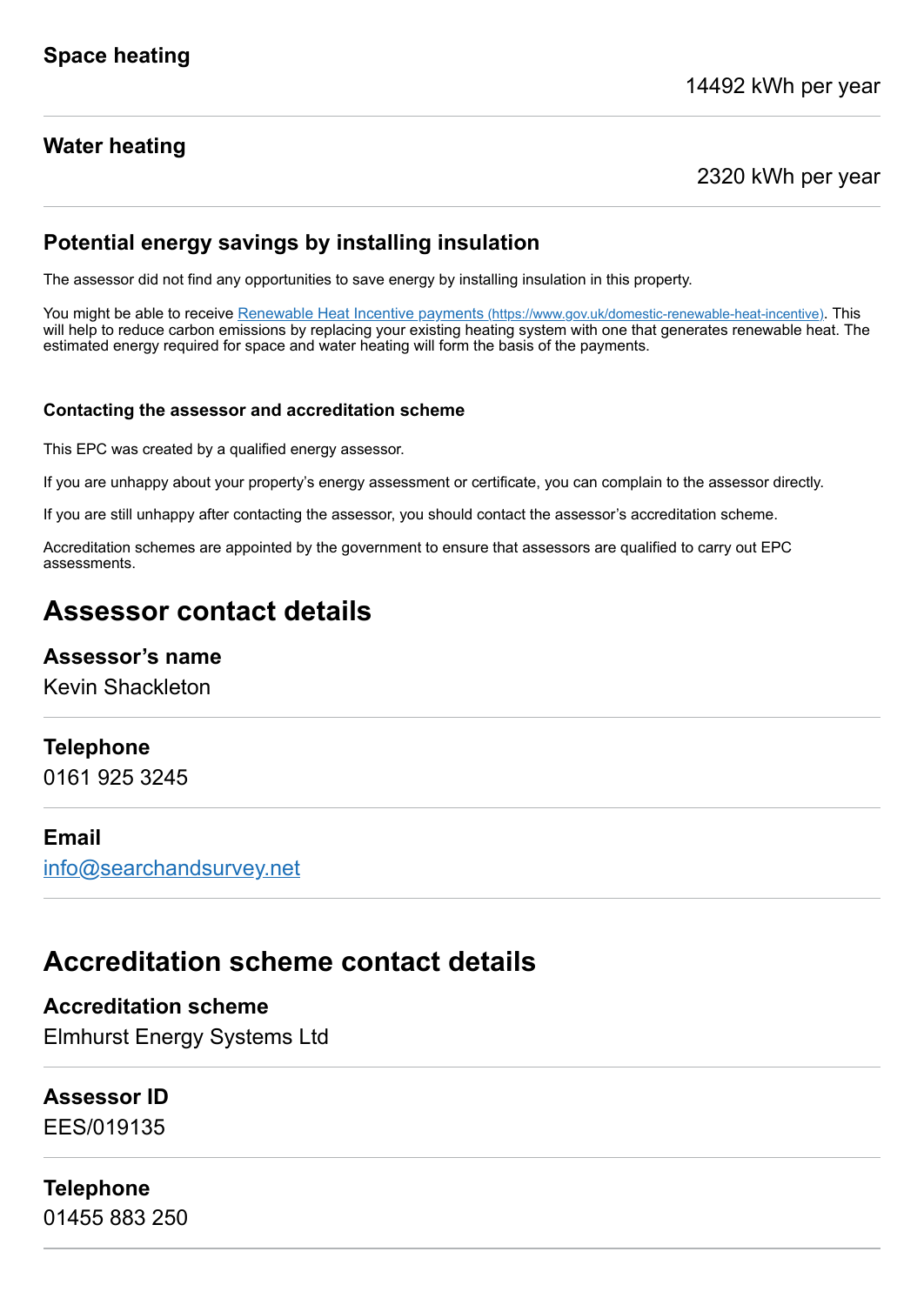### Space heating

14492 kWh per year

### Water heating

2320 kWh per year

### Potential energy savings by installing insulation

The assessor did not find any opportunities to save energy by installing insulation in this property.

You might be able to receive [Renewable Heat Incentive payments (https://www.gov.uk/domestic-renewable-heat-incentive)](https://www.gov.uk/domestic-renewable-heat-incentive). This will help to reduce carbon emissions by replacing your existing heating system with one that generates renewable heat. The estimated energy required for space and water heating will form the basis of the payments.

#### Contacting the assessor and accreditation scheme

This EPC was created by a qualified energy assessor.

If you are unhappy about your property's energy assessment or certificate, you can complain to the assessor directly.

If you are still unhappy after contacting the assessor, you should contact the assessor's accreditation scheme.

Accreditation schemes are appointed by the government to ensure that assessors are qualified to carry out EPC assessments.

## Assessor contact details

### Assessor's name

Kevin Shackleton

### Telephone

0161 925 3245

### Email

[info@searchandsurvey.net](mailto:info@searchandsurvey.net)

## Accreditation scheme contact details

### Accreditation scheme

Elmhurst Energy Systems Ltd

### Assessor ID

EES/019135

### Telephone

01455 883 250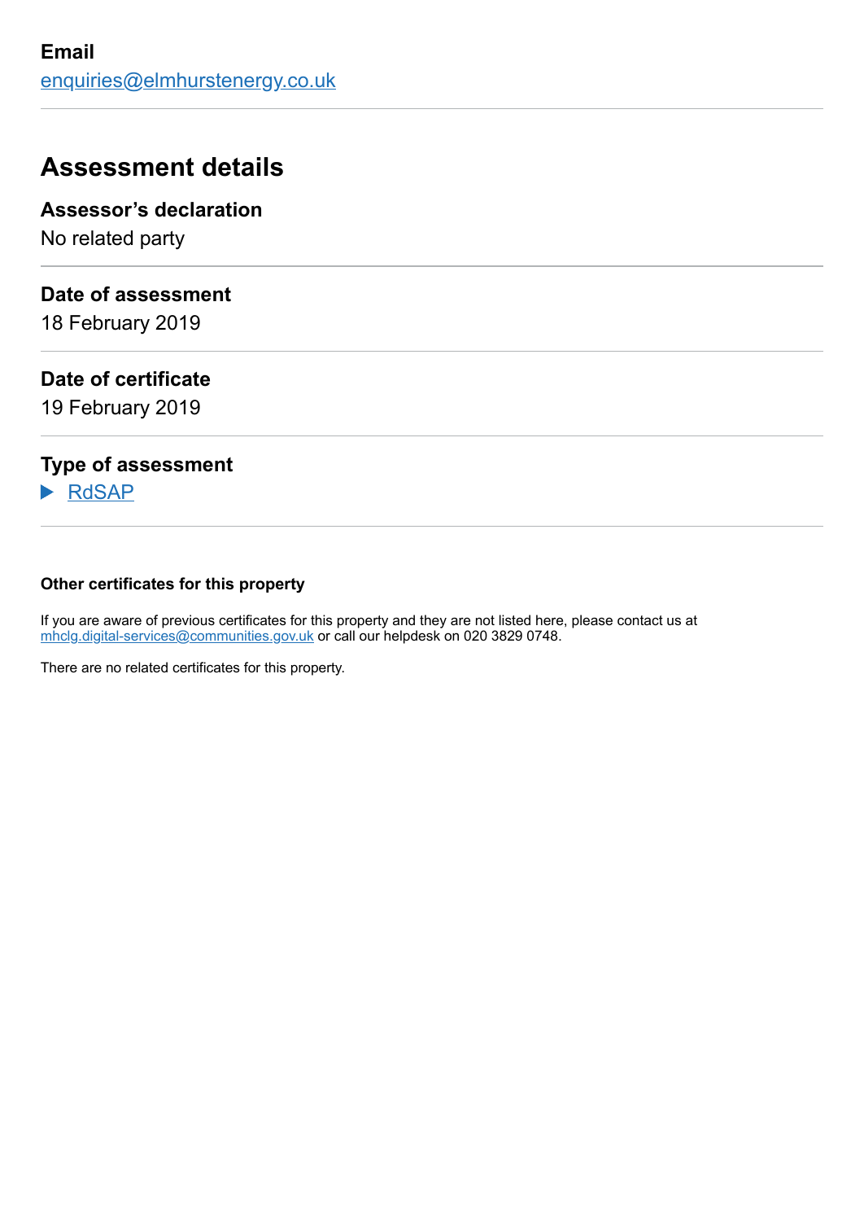**Email**
enquiries@elmhurstenergy.co.uk

## Assessment details

**Assessor's declaration**
No related party

**Date of assessment**
18 February 2019

**Date of certificate**
19 February 2019

**Type of assessment**
▶ RdSAP

**Other certificates for this property**

If you are aware of previous certificates for this property and they are not listed here, please contact us at mhclg.digital-services@communities.gov.uk or call our helpdesk on 020 3829 0748.

There are no related certificates for this property.